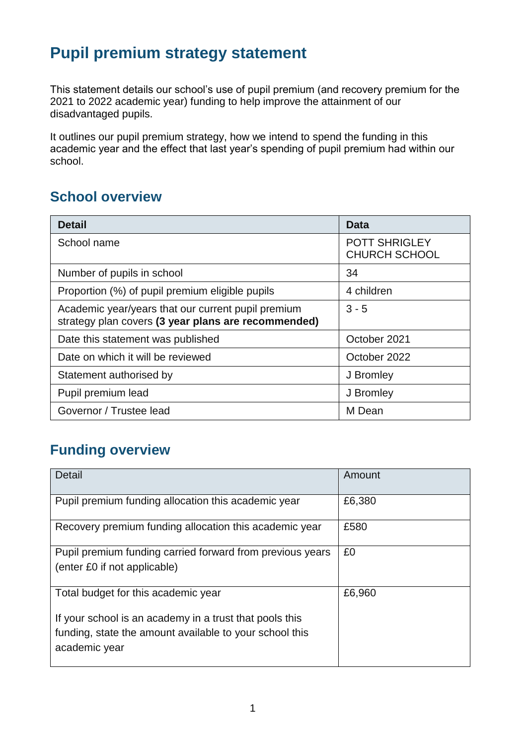# Pupil premium strategy statement

This statement details our school's use of pupil premium (and recovery premium for the 2021 to 2022 academic year) funding to help improve the attainment of our disadvantaged pupils.

It outlines our pupil premium strategy, how we intend to spend the funding in this academic year and the effect that last year's spending of pupil premium had within our school.

## School overview

| Detail | Data |
|---|---|
| School name | POTT SHRIGLEY CHURCH SCHOOL |
| Number of pupils in school | 34 |
| Proportion (%) of pupil premium eligible pupils | 4 children |
| Academic year/years that our current pupil premium strategy plan covers **(3 year plans are recommended)** | 3 - 5 |
| Date this statement was published | October 2021 |
| Date on which it will be reviewed | October 2022 |
| Statement authorised by | J Bromley |
| Pupil premium lead | J Bromley |
| Governor / Trustee lead | M Dean |

## Funding overview

| Detail | Amount |
|---|---|
| Pupil premium funding allocation this academic year | £6,380 |
| Recovery premium funding allocation this academic year | £580 |
| Pupil premium funding carried forward from previous years (enter £0 if not applicable) | £0 |
| Total budget for this academic year<br><br>If your school is an academy in a trust that pools this funding, state the amount available to your school this academic year | £6,960 |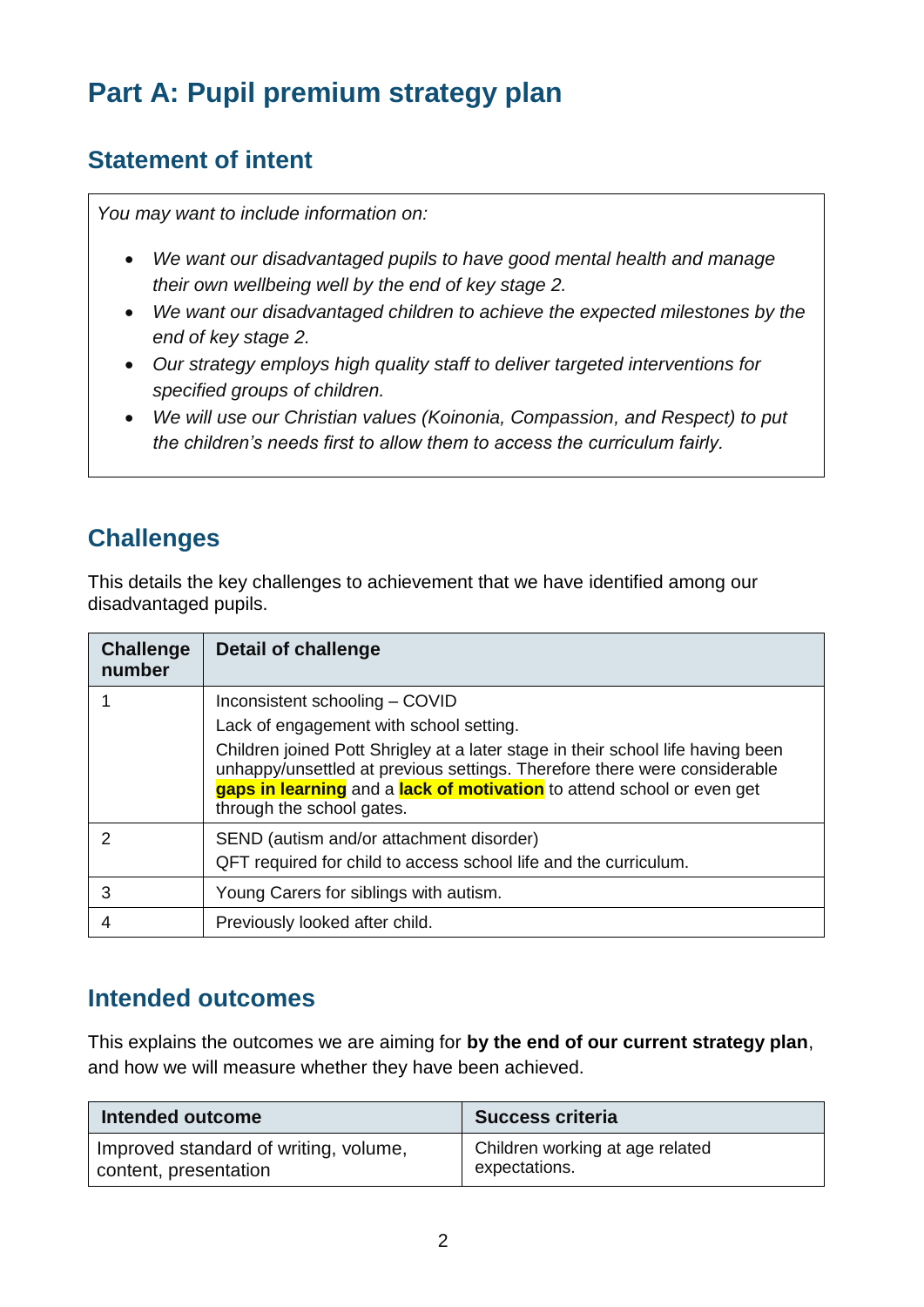# Part A: Pupil premium strategy plan

## Statement of intent

*You may want to include information on:*

- *We want our disadvantaged pupils to have good mental health and manage their own wellbeing well by the end of key stage 2.*
- *We want our disadvantaged children to achieve the expected milestones by the end of key stage 2.*
- *Our strategy employs high quality staff to deliver targeted interventions for specified groups of children.*
- *We will use our Christian values (Koinonia, Compassion, and Respect) to put the children's needs first to allow them to access the curriculum fairly.*

## Challenges

This details the key challenges to achievement that we have identified among our disadvantaged pupils.

| Challenge number | Detail of challenge |
|---|---|
| 1 | Inconsistent schooling – COVID<br>Lack of engagement with school setting.<br>Children joined Pott Shrigley at a later stage in their school life having been unhappy/unsettled at previous settings. Therefore there were considerable **gaps in learning** and a **lack of motivation** to attend school or even get through the school gates. |
| 2 | SEND (autism and/or attachment disorder)<br>QFT required for child to access school life and the curriculum. |
| 3 | Young Carers for siblings with autism. |
| 4 | Previously looked after child. |

## Intended outcomes

This explains the outcomes we are aiming for **by the end of our current strategy plan**, and how we will measure whether they have been achieved.

| Intended outcome | Success criteria |
|---|---|
| Improved standard of writing, volume, content, presentation | Children working at age related expectations. |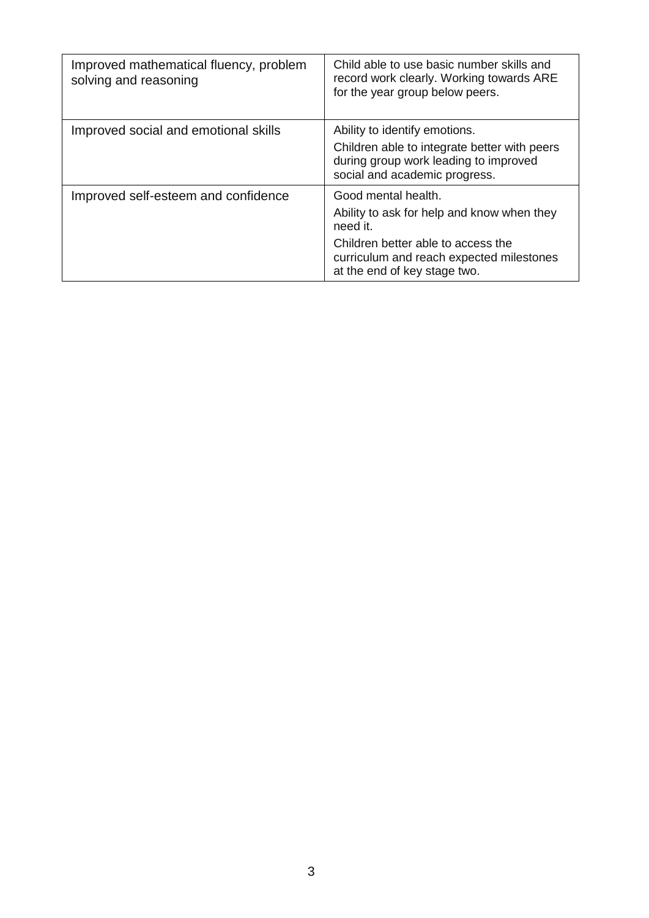| | |
|---|---|
| Improved mathematical fluency, problem solving and reasoning | Child able to use basic number skills and record work clearly. Working towards ARE for the year group below peers. |
| Improved social and emotional skills | Ability to identify emotions.<br>Children able to integrate better with peers during group work leading to improved social and academic progress. |
| Improved self-esteem and confidence | Good mental health.<br>Ability to ask for help and know when they need it.<br>Children better able to access the curriculum and reach expected milestones at the end of key stage two. |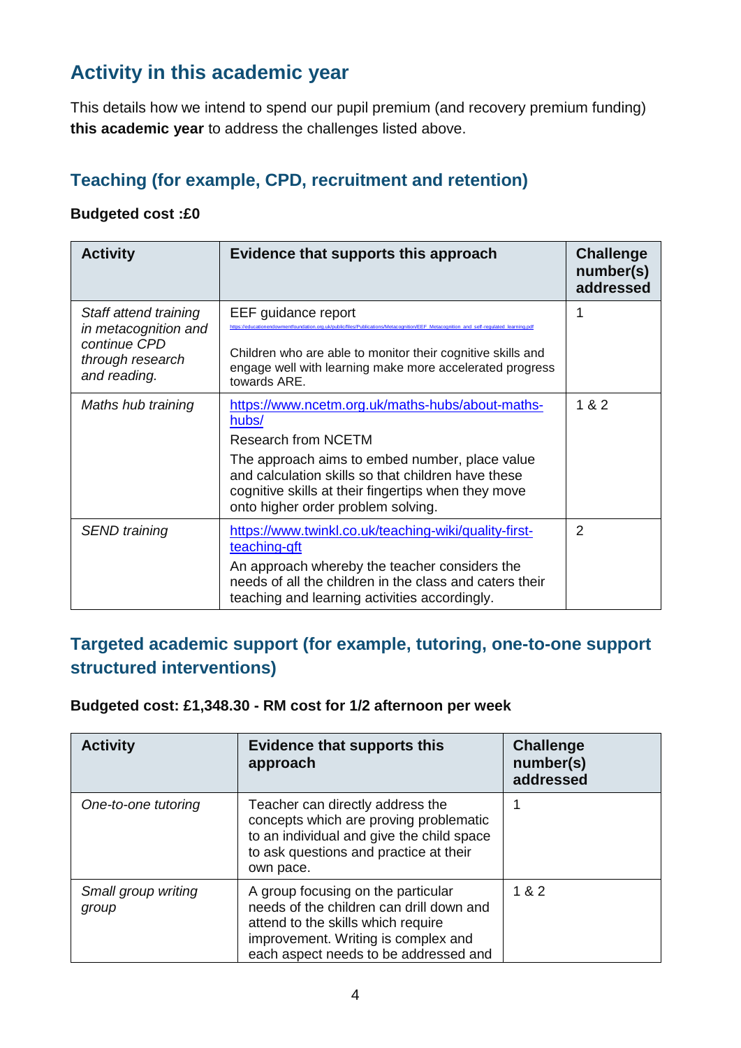## Activity in this academic year

This details how we intend to spend our pupil premium (and recovery premium funding) **this academic year** to address the challenges listed above.

### Teaching (for example, CPD, recruitment and retention)

**Budgeted cost :£0**

| Activity | Evidence that supports this approach | Challenge number(s) addressed |
|---|---|---|
| *Staff attend training in metacognition and continue CPD through research and reading.* | EEF guidance report<br>https://educationendowmentfoundation.org.uk/public/files/Publications/Metacognition/EEF_Metacognition_and_self-regulated_learning.pdf<br><br>Children who are able to monitor their cognitive skills and engage well with learning make more accelerated progress towards ARE. | 1 |
| *Maths hub training* | https://www.ncetm.org.uk/maths-hubs/about-maths-hubs/<br>Research from NCETM<br>The approach aims to embed number, place value and calculation skills so that children have these cognitive skills at their fingertips when they move onto higher order problem solving. | 1 & 2 |
| *SEND training* | https://www.twinkl.co.uk/teaching-wiki/quality-first-teaching-qft<br>An approach whereby the teacher considers the needs of all the children in the class and caters their teaching and learning activities accordingly. | 2 |

### Targeted academic support (for example, tutoring, one-to-one support structured interventions)

**Budgeted cost: £1,348.30 - RM cost for 1/2 afternoon per week**

| Activity | Evidence that supports this approach | Challenge number(s) addressed |
|---|---|---|
| *One-to-one tutoring* | Teacher can directly address the concepts which are proving problematic to an individual and give the child space to ask questions and practice at their own pace. | 1 |
| *Small group writing group* | A group focusing on the particular needs of the children can drill down and attend to the skills which require improvement. Writing is complex and each aspect needs to be addressed and | 1 & 2 |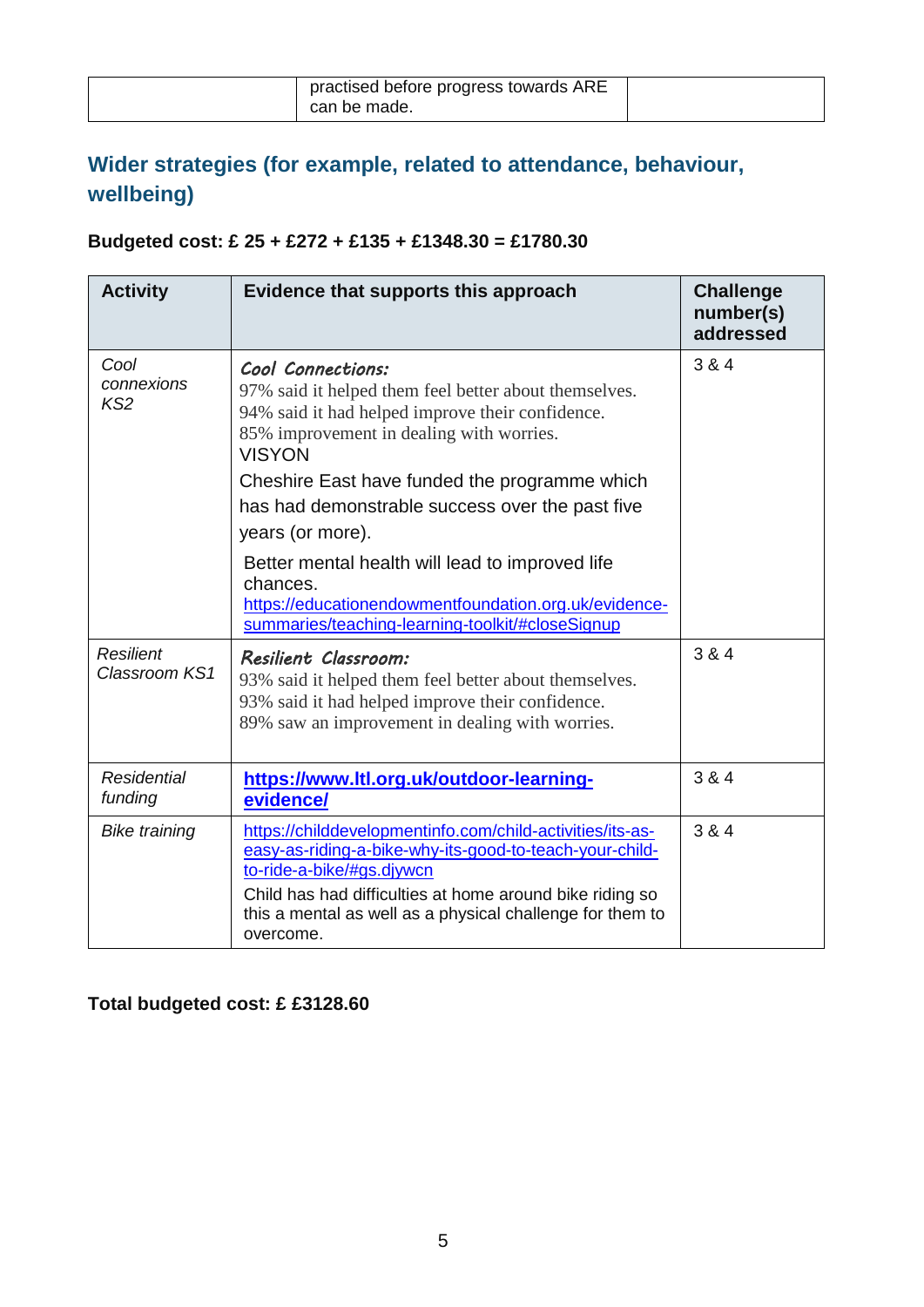| | practised before progress towards ARE can be made. | |
|---|---|---|

## Wider strategies (for example, related to attendance, behaviour, wellbeing)

**Budgeted cost: £ 25 + £272 + £135 + £1348.30 = £1780.30**

| Activity | Evidence that supports this approach | Challenge number(s) addressed |
|---|---|---|
| *Cool connexions KS2* | *Cool Connections:*<br>97% said it helped them feel better about themselves.<br>94% said it had helped improve their confidence.<br>85% improvement in dealing with worries.<br>VISYON<br>Cheshire East have funded the programme which has had demonstrable success over the past five years (or more).<br>Better mental health will lead to improved life chances.<br>https://educationendowmentfoundation.org.uk/evidence-summaries/teaching-learning-toolkit/#closeSignup | 3 & 4 |
| *Resilient Classroom KS1* | *Resilient Classroom:*<br>93% said it helped them feel better about themselves.<br>93% said it had helped improve their confidence.<br>89% saw an improvement in dealing with worries. | 3 & 4 |
| *Residential funding* | **https://www.ltl.org.uk/outdoor-learning-evidence/** | 3 & 4 |
| *Bike training* | https://childdevelopmentinfo.com/child-activities/its-as-easy-as-riding-a-bike-why-its-good-to-teach-your-child-to-ride-a-bike/#gs.djywcn<br>Child has had difficulties at home around bike riding so this a mental as well as a physical challenge for them to overcome. | 3 & 4 |

**Total budgeted cost: £ £3128.60**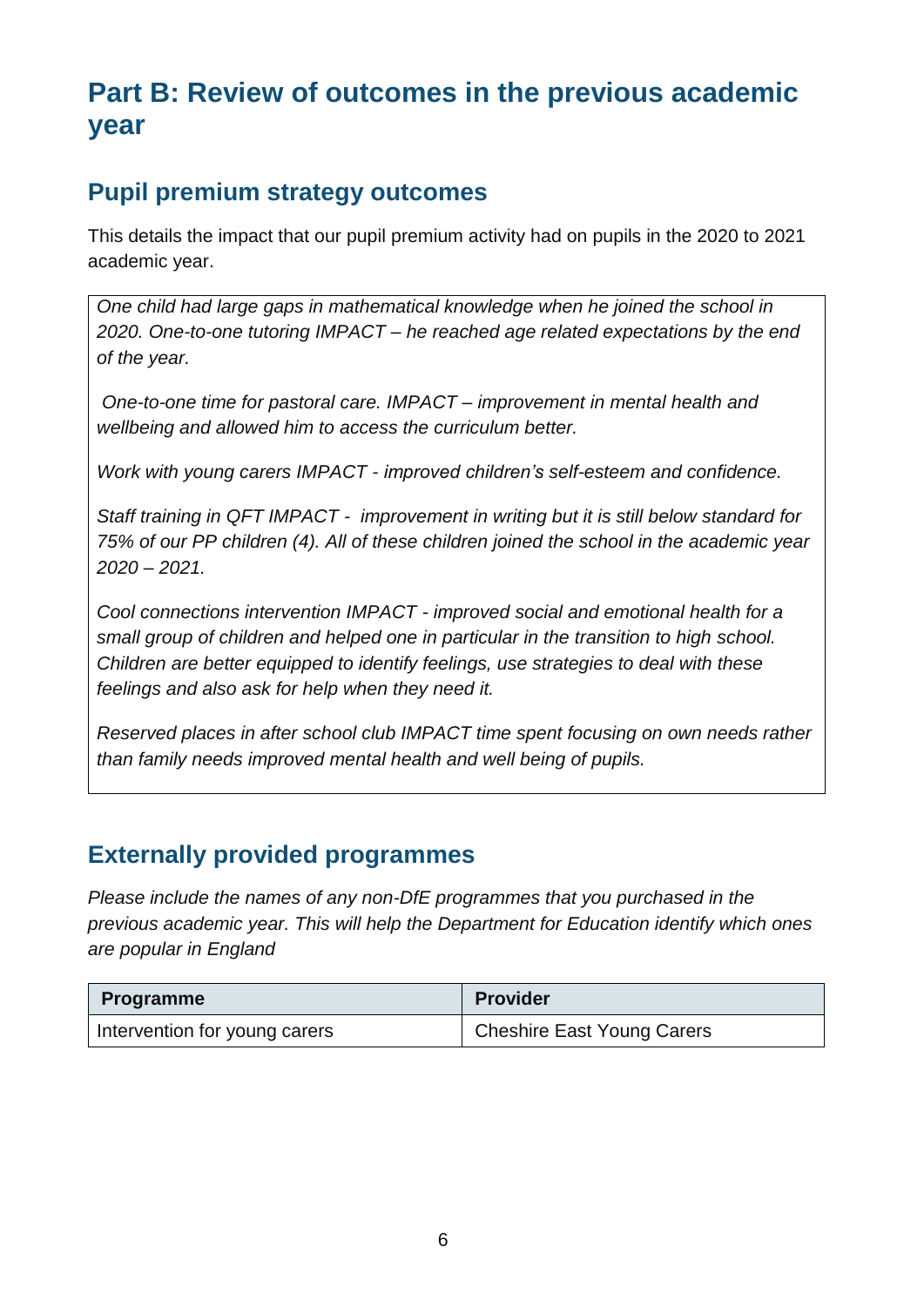# Part B: Review of outcomes in the previous academic year

## Pupil premium strategy outcomes

This details the impact that our pupil premium activity had on pupils in the 2020 to 2021 academic year.

*One child had large gaps in mathematical knowledge when he joined the school in 2020. One-to-one tutoring IMPACT – he reached age related expectations by the end of the year.*

*One-to-one time for pastoral care. IMPACT – improvement in mental health and wellbeing and allowed him to access the curriculum better.*

*Work with young carers IMPACT - improved children's self-esteem and confidence.*

*Staff training in QFT IMPACT - improvement in writing but it is still below standard for 75% of our PP children (4). All of these children joined the school in the academic year 2020 – 2021.*

*Cool connections intervention IMPACT - improved social and emotional health for a small group of children and helped one in particular in the transition to high school. Children are better equipped to identify feelings, use strategies to deal with these feelings and also ask for help when they need it.*

*Reserved places in after school club IMPACT time spent focusing on own needs rather than family needs improved mental health and well being of pupils.*

## Externally provided programmes

*Please include the names of any non-DfE programmes that you purchased in the previous academic year. This will help the Department for Education identify which ones are popular in England*

| Programme | Provider |
| --- | --- |
| Intervention for young carers | Cheshire East Young Carers |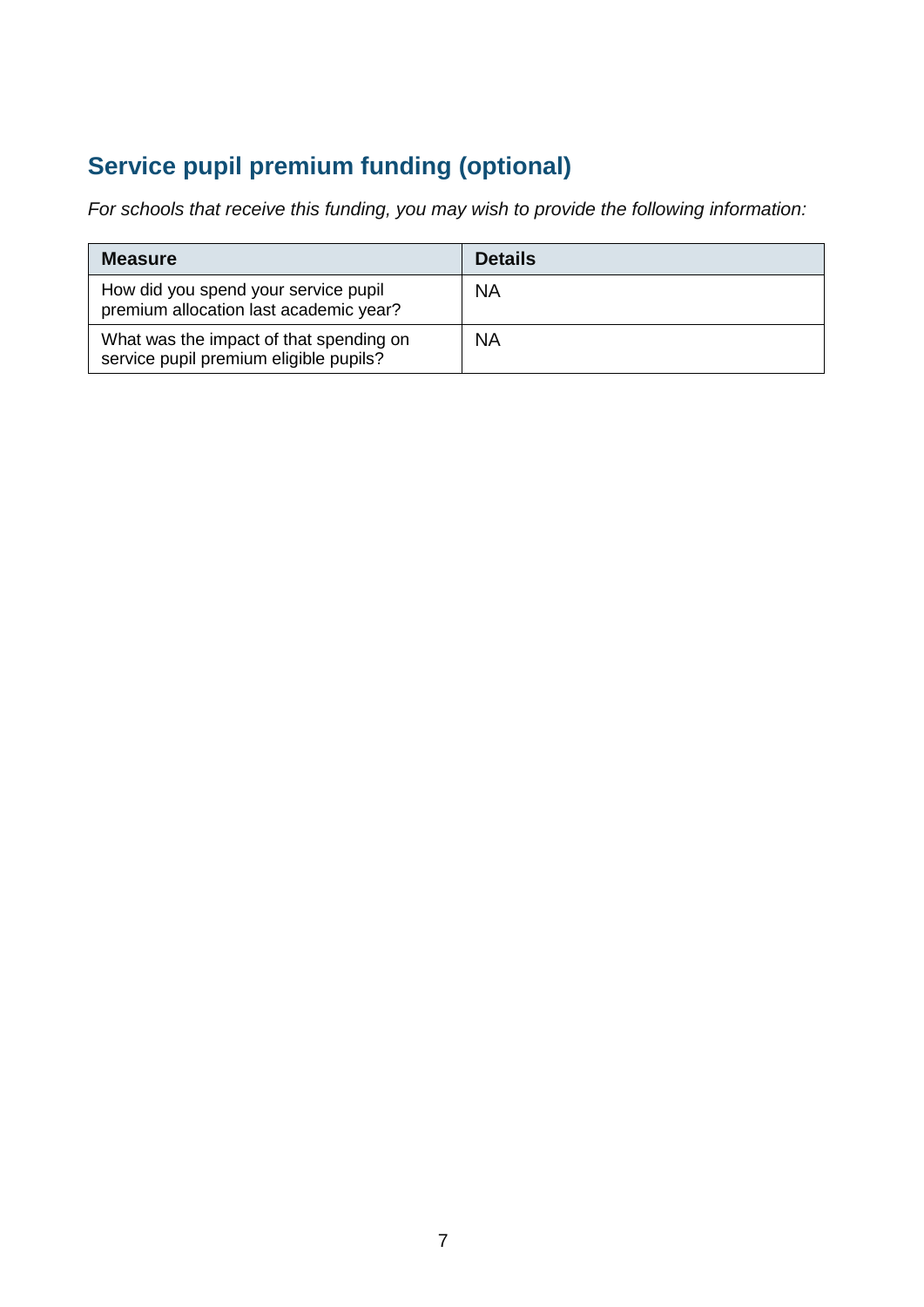## Service pupil premium funding (optional)

*For schools that receive this funding, you may wish to provide the following information:*

| Measure | Details |
|---|---|
| How did you spend your service pupil premium allocation last academic year? | NA |
| What was the impact of that spending on service pupil premium eligible pupils? | NA |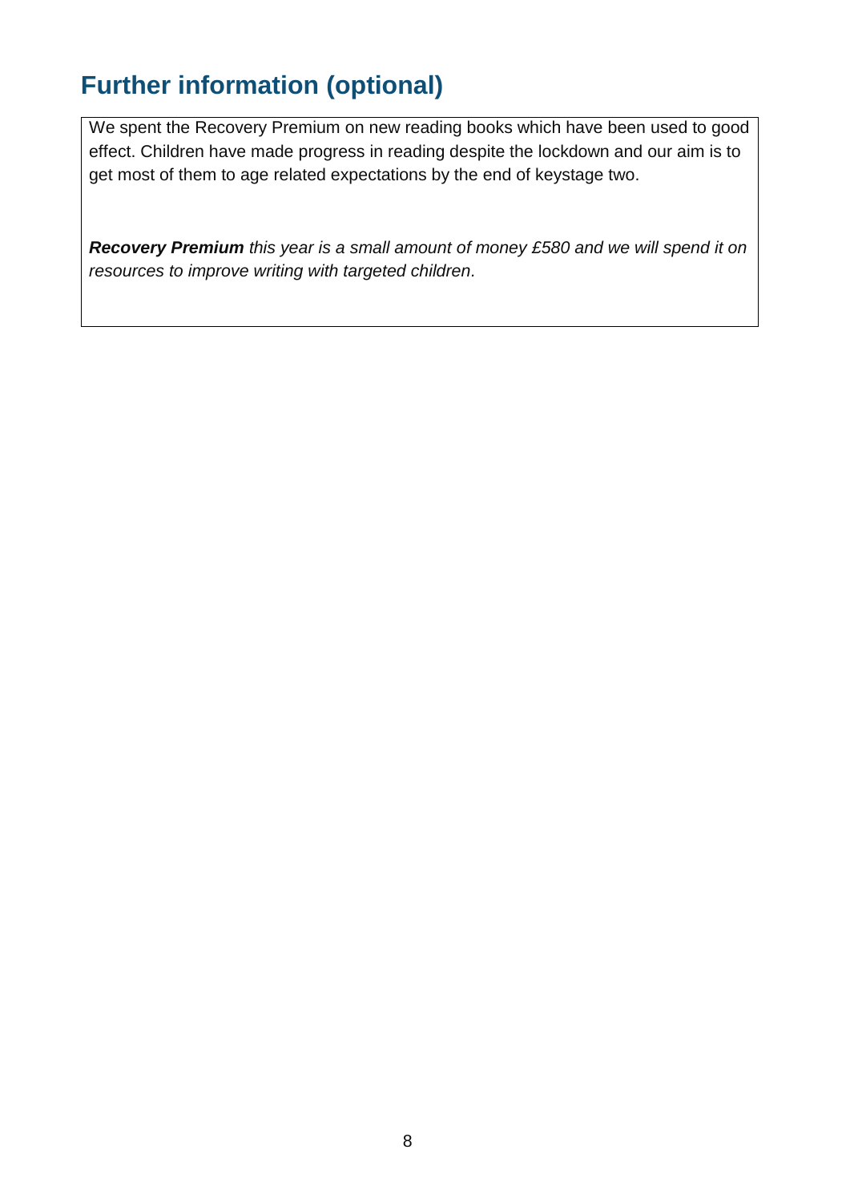## Further information (optional)

We spent the Recovery Premium on new reading books which have been used to good effect. Children have made progress in reading despite the lockdown and our aim is to get most of them to age related expectations by the end of keystage two.

***Recovery Premium*** *this year is a small amount of money £580 and we will spend it on resources to improve writing with targeted children.*